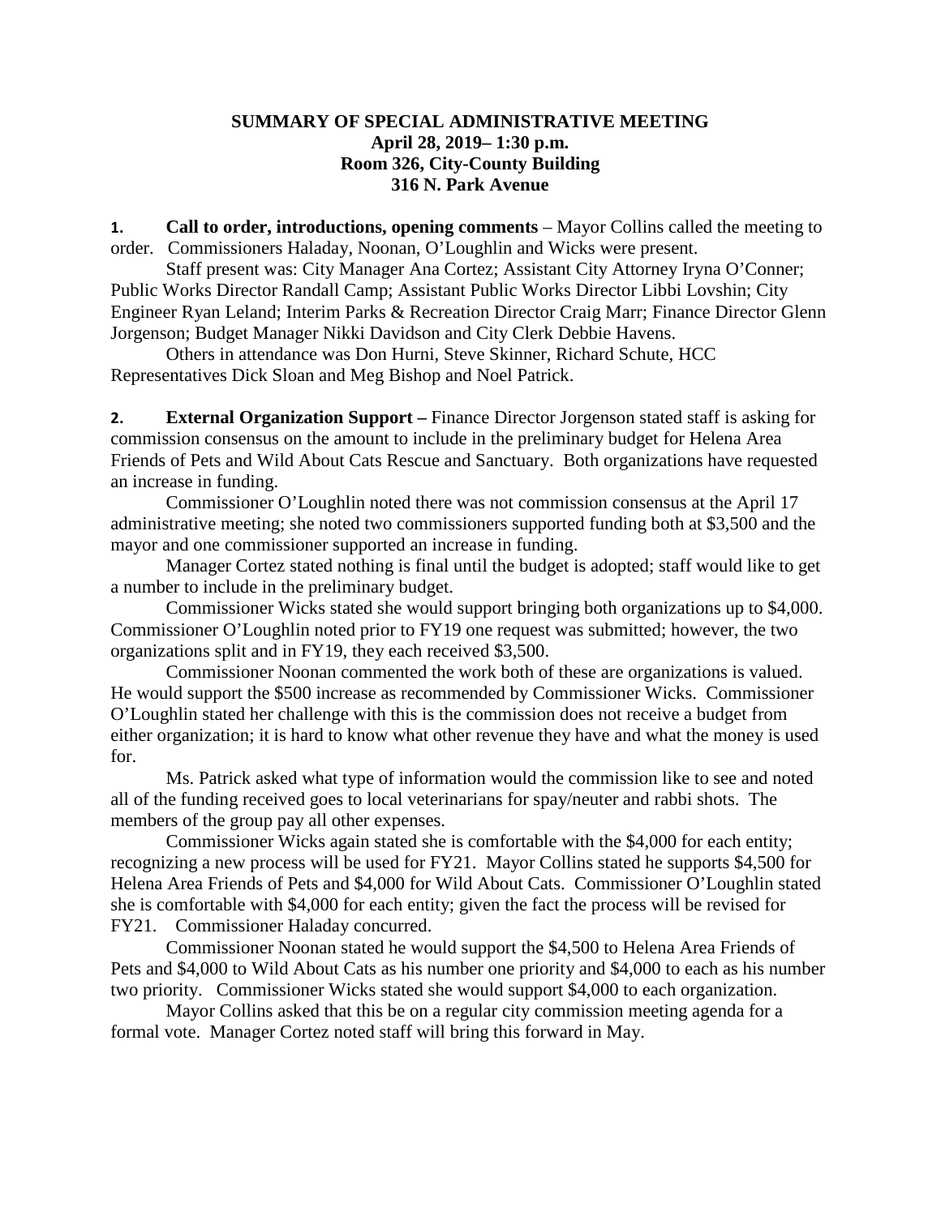**SUMMARY OF SPECIAL ADMINISTRATIVE MEETING**
**April 28, 2019– 1:30 p.m.**
**Room 326, City-County Building**
**316 N. Park Avenue**

**1. Call to order, introductions, opening comments** – Mayor Collins called the meeting to order. Commissioners Haladay, Noonan, O'Loughlin and Wicks were present.

Staff present was: City Manager Ana Cortez; Assistant City Attorney Iryna O'Conner; Public Works Director Randall Camp; Assistant Public Works Director Libbi Lovshin; City Engineer Ryan Leland; Interim Parks & Recreation Director Craig Marr; Finance Director Glenn Jorgenson; Budget Manager Nikki Davidson and City Clerk Debbie Havens.

Others in attendance was Don Hurni, Steve Skinner, Richard Schute, HCC Representatives Dick Sloan and Meg Bishop and Noel Patrick.

**2. External Organization Support –** Finance Director Jorgenson stated staff is asking for commission consensus on the amount to include in the preliminary budget for Helena Area Friends of Pets and Wild About Cats Rescue and Sanctuary. Both organizations have requested an increase in funding.

Commissioner O'Loughlin noted there was not commission consensus at the April 17 administrative meeting; she noted two commissioners supported funding both at $3,500 and the mayor and one commissioner supported an increase in funding.

Manager Cortez stated nothing is final until the budget is adopted; staff would like to get a number to include in the preliminary budget.

Commissioner Wicks stated she would support bringing both organizations up to $4,000. Commissioner O'Loughlin noted prior to FY19 one request was submitted; however, the two organizations split and in FY19, they each received $3,500.

Commissioner Noonan commented the work both of these are organizations is valued. He would support the $500 increase as recommended by Commissioner Wicks. Commissioner O'Loughlin stated her challenge with this is the commission does not receive a budget from either organization; it is hard to know what other revenue they have and what the money is used for.

Ms. Patrick asked what type of information would the commission like to see and noted all of the funding received goes to local veterinarians for spay/neuter and rabbi shots. The members of the group pay all other expenses.

Commissioner Wicks again stated she is comfortable with the $4,000 for each entity; recognizing a new process will be used for FY21. Mayor Collins stated he supports $4,500 for Helena Area Friends of Pets and $4,000 for Wild About Cats. Commissioner O'Loughlin stated she is comfortable with $4,000 for each entity; given the fact the process will be revised for FY21. Commissioner Haladay concurred.

Commissioner Noonan stated he would support the $4,500 to Helena Area Friends of Pets and $4,000 to Wild About Cats as his number one priority and $4,000 to each as his number two priority. Commissioner Wicks stated she would support $4,000 to each organization.

Mayor Collins asked that this be on a regular city commission meeting agenda for a formal vote. Manager Cortez noted staff will bring this forward in May.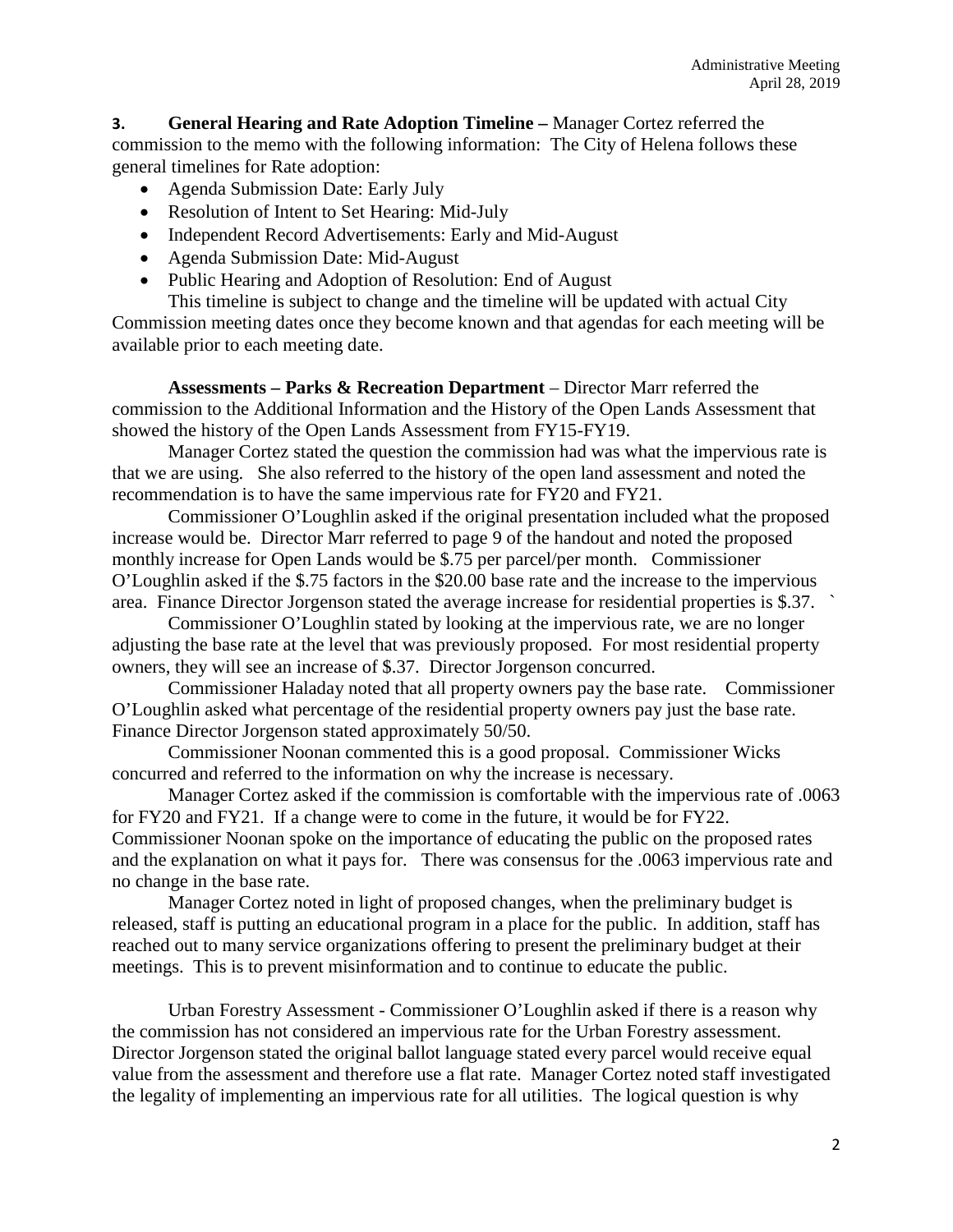**3. General Hearing and Rate Adoption Timeline –** Manager Cortez referred the commission to the memo with the following information: The City of Helena follows these general timelines for Rate adoption:

- Agenda Submission Date: Early July
- Resolution of Intent to Set Hearing: Mid-July
- Independent Record Advertisements: Early and Mid-August
- Agenda Submission Date: Mid-August
- Public Hearing and Adoption of Resolution: End of August

This timeline is subject to change and the timeline will be updated with actual City Commission meeting dates once they become known and that agendas for each meeting will be available prior to each meeting date.

**Assessments – Parks & Recreation Department** – Director Marr referred the commission to the Additional Information and the History of the Open Lands Assessment that showed the history of the Open Lands Assessment from FY15-FY19.

Manager Cortez stated the question the commission had was what the impervious rate is that we are using. She also referred to the history of the open land assessment and noted the recommendation is to have the same impervious rate for FY20 and FY21.

Commissioner O'Loughlin asked if the original presentation included what the proposed increase would be. Director Marr referred to page 9 of the handout and noted the proposed monthly increase for Open Lands would be $.75 per parcel/per month. Commissioner O'Loughlin asked if the $.75 factors in the $20.00 base rate and the increase to the impervious area. Finance Director Jorgenson stated the average increase for residential properties is $.37. `

Commissioner O'Loughlin stated by looking at the impervious rate, we are no longer adjusting the base rate at the level that was previously proposed. For most residential property owners, they will see an increase of $.37. Director Jorgenson concurred.

Commissioner Haladay noted that all property owners pay the base rate. Commissioner O'Loughlin asked what percentage of the residential property owners pay just the base rate. Finance Director Jorgenson stated approximately 50/50.

Commissioner Noonan commented this is a good proposal. Commissioner Wicks concurred and referred to the information on why the increase is necessary.

Manager Cortez asked if the commission is comfortable with the impervious rate of .0063 for FY20 and FY21. If a change were to come in the future, it would be for FY22. Commissioner Noonan spoke on the importance of educating the public on the proposed rates and the explanation on what it pays for. There was consensus for the .0063 impervious rate and no change in the base rate.

Manager Cortez noted in light of proposed changes, when the preliminary budget is released, staff is putting an educational program in a place for the public. In addition, staff has reached out to many service organizations offering to present the preliminary budget at their meetings. This is to prevent misinformation and to continue to educate the public.

Urban Forestry Assessment - Commissioner O'Loughlin asked if there is a reason why the commission has not considered an impervious rate for the Urban Forestry assessment. Director Jorgenson stated the original ballot language stated every parcel would receive equal value from the assessment and therefore use a flat rate. Manager Cortez noted staff investigated the legality of implementing an impervious rate for all utilities. The logical question is why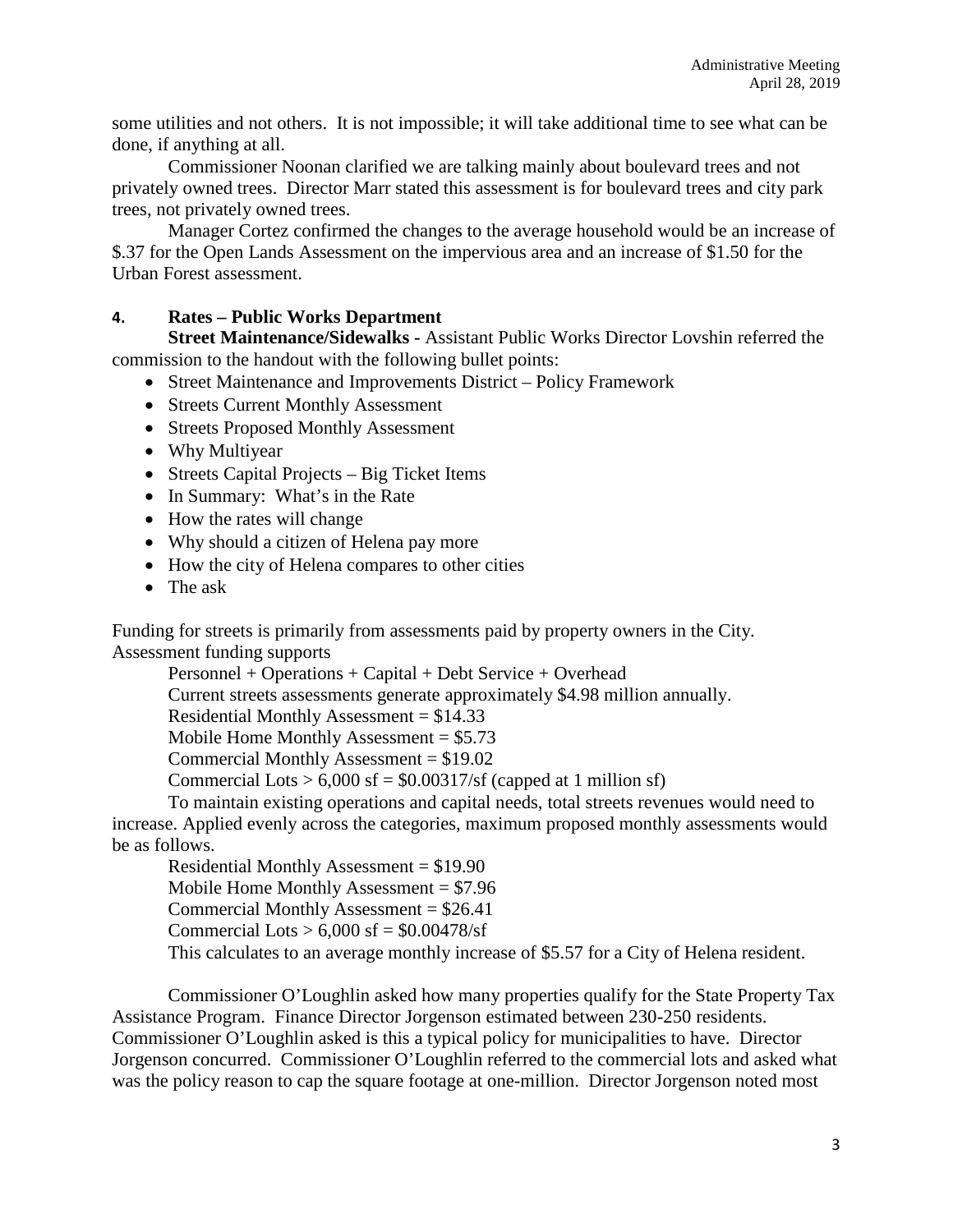some utilities and not others. It is not impossible; it will take additional time to see what can be done, if anything at all.

Commissioner Noonan clarified we are talking mainly about boulevard trees and not privately owned trees. Director Marr stated this assessment is for boulevard trees and city park trees, not privately owned trees.

Manager Cortez confirmed the changes to the average household would be an increase of $.37 for the Open Lands Assessment on the impervious area and an increase of $1.50 for the Urban Forest assessment.

**4. Rates – Public Works Department**

**Street Maintenance/Sidewalks -** Assistant Public Works Director Lovshin referred the commission to the handout with the following bullet points:

- Street Maintenance and Improvements District – Policy Framework
- Streets Current Monthly Assessment
- Streets Proposed Monthly Assessment
- Why Multiyear
- Streets Capital Projects – Big Ticket Items
- In Summary: What's in the Rate
- How the rates will change
- Why should a citizen of Helena pay more
- How the city of Helena compares to other cities
- The ask

Funding for streets is primarily from assessments paid by property owners in the City. Assessment funding supports

Personnel + Operations + Capital + Debt Service + Overhead

Current streets assessments generate approximately $4.98 million annually.

Residential Monthly Assessment = $14.33

Mobile Home Monthly Assessment = $5.73

Commercial Monthly Assessment = $19.02

Commercial Lots > 6,000 sf = $0.00317/sf (capped at 1 million sf)

To maintain existing operations and capital needs, total streets revenues would need to increase. Applied evenly across the categories, maximum proposed monthly assessments would be as follows.

Residential Monthly Assessment = $19.90

Mobile Home Monthly Assessment = $7.96

Commercial Monthly Assessment = $26.41

Commercial Lots > 6,000 sf = $0.00478/sf

This calculates to an average monthly increase of $5.57 for a City of Helena resident.

Commissioner O'Loughlin asked how many properties qualify for the State Property Tax Assistance Program. Finance Director Jorgenson estimated between 230-250 residents. Commissioner O'Loughlin asked is this a typical policy for municipalities to have. Director Jorgenson concurred. Commissioner O'Loughlin referred to the commercial lots and asked what was the policy reason to cap the square footage at one-million. Director Jorgenson noted most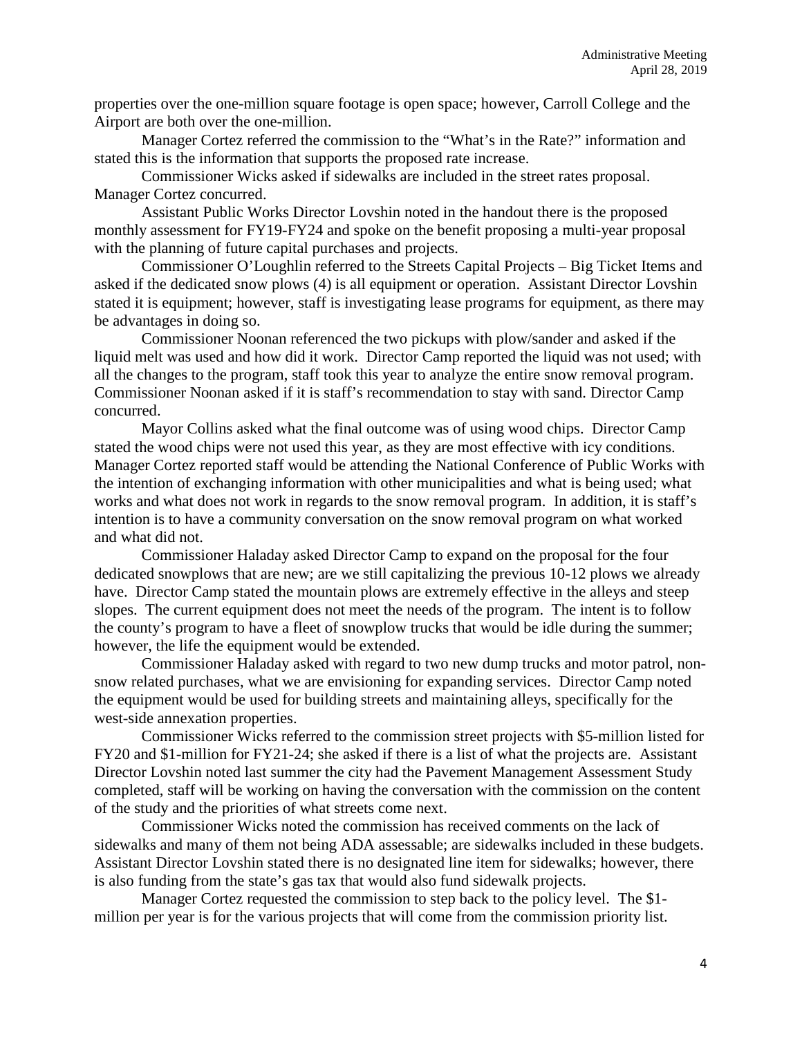properties over the one-million square footage is open space; however, Carroll College and the Airport are both over the one-million.

Manager Cortez referred the commission to the "What's in the Rate?" information and stated this is the information that supports the proposed rate increase.

Commissioner Wicks asked if sidewalks are included in the street rates proposal. Manager Cortez concurred.

Assistant Public Works Director Lovshin noted in the handout there is the proposed monthly assessment for FY19-FY24 and spoke on the benefit proposing a multi-year proposal with the planning of future capital purchases and projects.

Commissioner O'Loughlin referred to the Streets Capital Projects – Big Ticket Items and asked if the dedicated snow plows (4) is all equipment or operation. Assistant Director Lovshin stated it is equipment; however, staff is investigating lease programs for equipment, as there may be advantages in doing so.

Commissioner Noonan referenced the two pickups with plow/sander and asked if the liquid melt was used and how did it work. Director Camp reported the liquid was not used; with all the changes to the program, staff took this year to analyze the entire snow removal program. Commissioner Noonan asked if it is staff's recommendation to stay with sand. Director Camp concurred.

Mayor Collins asked what the final outcome was of using wood chips. Director Camp stated the wood chips were not used this year, as they are most effective with icy conditions. Manager Cortez reported staff would be attending the National Conference of Public Works with the intention of exchanging information with other municipalities and what is being used; what works and what does not work in regards to the snow removal program. In addition, it is staff's intention is to have a community conversation on the snow removal program on what worked and what did not.

Commissioner Haladay asked Director Camp to expand on the proposal for the four dedicated snowplows that are new; are we still capitalizing the previous 10-12 plows we already have. Director Camp stated the mountain plows are extremely effective in the alleys and steep slopes. The current equipment does not meet the needs of the program. The intent is to follow the county's program to have a fleet of snowplow trucks that would be idle during the summer; however, the life the equipment would be extended.

Commissioner Haladay asked with regard to two new dump trucks and motor patrol, non-snow related purchases, what we are envisioning for expanding services. Director Camp noted the equipment would be used for building streets and maintaining alleys, specifically for the west-side annexation properties.

Commissioner Wicks referred to the commission street projects with $5-million listed for FY20 and $1-million for FY21-24; she asked if there is a list of what the projects are. Assistant Director Lovshin noted last summer the city had the Pavement Management Assessment Study completed, staff will be working on having the conversation with the commission on the content of the study and the priorities of what streets come next.

Commissioner Wicks noted the commission has received comments on the lack of sidewalks and many of them not being ADA assessable; are sidewalks included in these budgets. Assistant Director Lovshin stated there is no designated line item for sidewalks; however, there is also funding from the state's gas tax that would also fund sidewalk projects.

Manager Cortez requested the commission to step back to the policy level. The $1-million per year is for the various projects that will come from the commission priority list.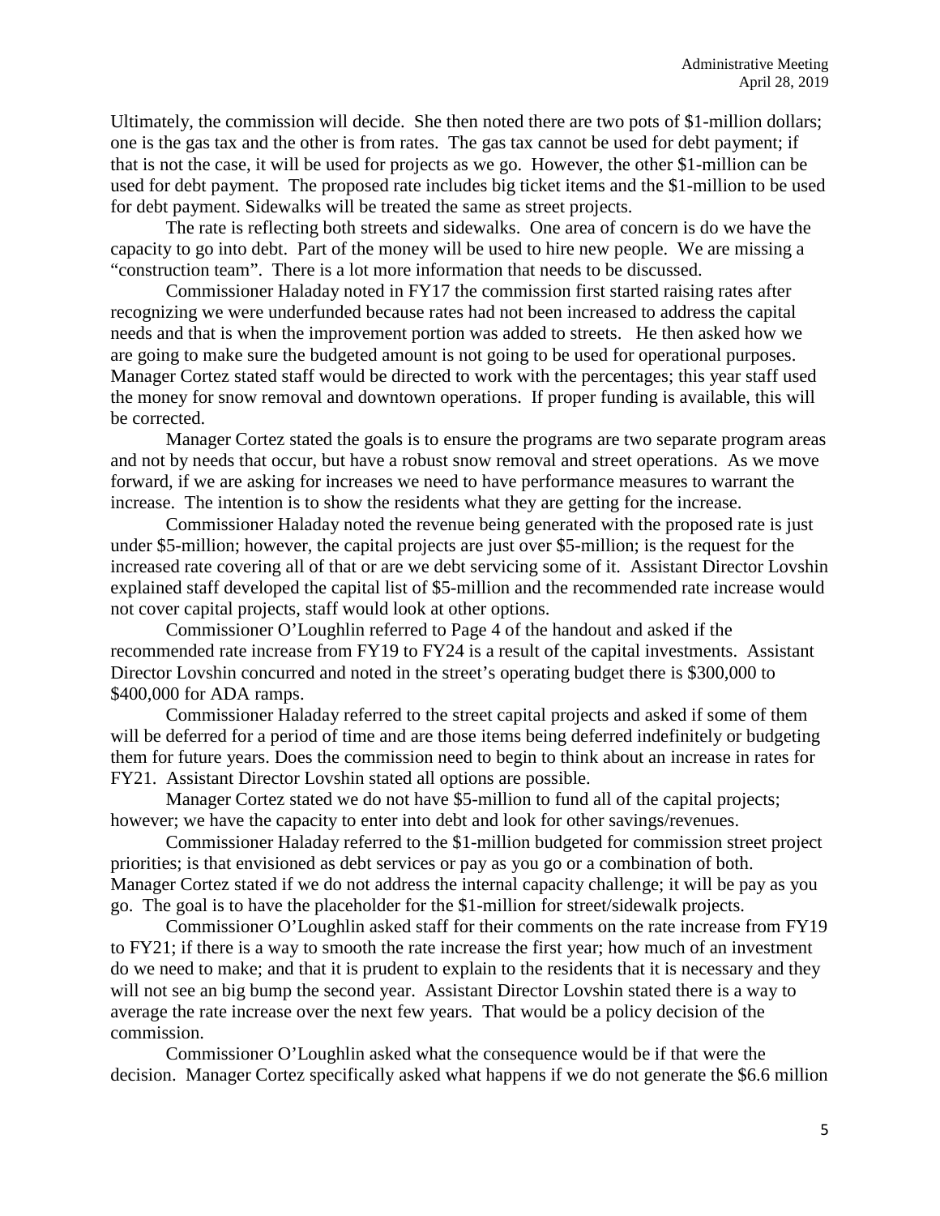Ultimately, the commission will decide. She then noted there are two pots of $1-million dollars; one is the gas tax and the other is from rates. The gas tax cannot be used for debt payment; if that is not the case, it will be used for projects as we go. However, the other $1-million can be used for debt payment. The proposed rate includes big ticket items and the $1-million to be used for debt payment. Sidewalks will be treated the same as street projects.

The rate is reflecting both streets and sidewalks. One area of concern is do we have the capacity to go into debt. Part of the money will be used to hire new people. We are missing a "construction team". There is a lot more information that needs to be discussed.

Commissioner Haladay noted in FY17 the commission first started raising rates after recognizing we were underfunded because rates had not been increased to address the capital needs and that is when the improvement portion was added to streets. He then asked how we are going to make sure the budgeted amount is not going to be used for operational purposes. Manager Cortez stated staff would be directed to work with the percentages; this year staff used the money for snow removal and downtown operations. If proper funding is available, this will be corrected.

Manager Cortez stated the goals is to ensure the programs are two separate program areas and not by needs that occur, but have a robust snow removal and street operations. As we move forward, if we are asking for increases we need to have performance measures to warrant the increase. The intention is to show the residents what they are getting for the increase.

Commissioner Haladay noted the revenue being generated with the proposed rate is just under $5-million; however, the capital projects are just over $5-million; is the request for the increased rate covering all of that or are we debt servicing some of it. Assistant Director Lovshin explained staff developed the capital list of $5-million and the recommended rate increase would not cover capital projects, staff would look at other options.

Commissioner O'Loughlin referred to Page 4 of the handout and asked if the recommended rate increase from FY19 to FY24 is a result of the capital investments. Assistant Director Lovshin concurred and noted in the street's operating budget there is $300,000 to $400,000 for ADA ramps.

Commissioner Haladay referred to the street capital projects and asked if some of them will be deferred for a period of time and are those items being deferred indefinitely or budgeting them for future years. Does the commission need to begin to think about an increase in rates for FY21. Assistant Director Lovshin stated all options are possible.

Manager Cortez stated we do not have $5-million to fund all of the capital projects; however, we have the capacity to enter into debt and look for other savings/revenues.

Commissioner Haladay referred to the $1-million budgeted for commission street project priorities; is that envisioned as debt services or pay as you go or a combination of both. Manager Cortez stated if we do not address the internal capacity challenge; it will be pay as you go. The goal is to have the placeholder for the $1-million for street/sidewalk projects.

Commissioner O'Loughlin asked staff for their comments on the rate increase from FY19 to FY21; if there is a way to smooth the rate increase the first year; how much of an investment do we need to make; and that it is prudent to explain to the residents that it is necessary and they will not see an big bump the second year. Assistant Director Lovshin stated there is a way to average the rate increase over the next few years. That would be a policy decision of the commission.

Commissioner O'Loughlin asked what the consequence would be if that were the decision. Manager Cortez specifically asked what happens if we do not generate the $6.6 million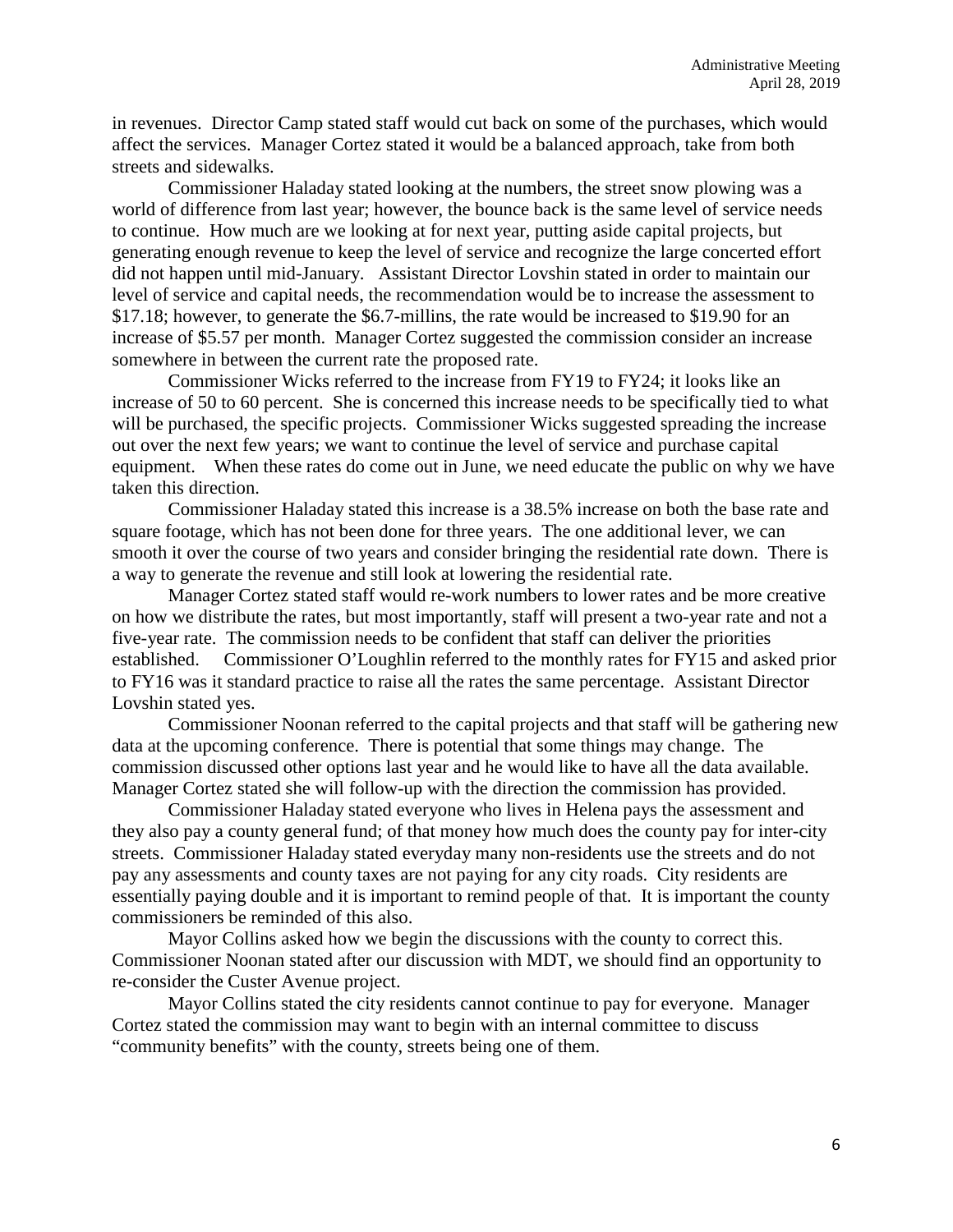in revenues. Director Camp stated staff would cut back on some of the purchases, which would affect the services. Manager Cortez stated it would be a balanced approach, take from both streets and sidewalks.

Commissioner Haladay stated looking at the numbers, the street snow plowing was a world of difference from last year; however, the bounce back is the same level of service needs to continue. How much are we looking at for next year, putting aside capital projects, but generating enough revenue to keep the level of service and recognize the large concerted effort did not happen until mid-January. Assistant Director Lovshin stated in order to maintain our level of service and capital needs, the recommendation would be to increase the assessment to \$17.18; however, to generate the \$6.7-millins, the rate would be increased to \$19.90 for an increase of \$5.57 per month. Manager Cortez suggested the commission consider an increase somewhere in between the current rate the proposed rate.

Commissioner Wicks referred to the increase from FY19 to FY24; it looks like an increase of 50 to 60 percent. She is concerned this increase needs to be specifically tied to what will be purchased, the specific projects. Commissioner Wicks suggested spreading the increase out over the next few years; we want to continue the level of service and purchase capital equipment. When these rates do come out in June, we need educate the public on why we have taken this direction.

Commissioner Haladay stated this increase is a 38.5% increase on both the base rate and square footage, which has not been done for three years. The one additional lever, we can smooth it over the course of two years and consider bringing the residential rate down. There is a way to generate the revenue and still look at lowering the residential rate.

Manager Cortez stated staff would re-work numbers to lower rates and be more creative on how we distribute the rates, but most importantly, staff will present a two-year rate and not a five-year rate. The commission needs to be confident that staff can deliver the priorities established. Commissioner O'Loughlin referred to the monthly rates for FY15 and asked prior to FY16 was it standard practice to raise all the rates the same percentage. Assistant Director Lovshin stated yes.

Commissioner Noonan referred to the capital projects and that staff will be gathering new data at the upcoming conference. There is potential that some things may change. The commission discussed other options last year and he would like to have all the data available. Manager Cortez stated she will follow-up with the direction the commission has provided.

Commissioner Haladay stated everyone who lives in Helena pays the assessment and they also pay a county general fund; of that money how much does the county pay for inter-city streets. Commissioner Haladay stated everyday many non-residents use the streets and do not pay any assessments and county taxes are not paying for any city roads. City residents are essentially paying double and it is important to remind people of that. It is important the county commissioners be reminded of this also.

Mayor Collins asked how we begin the discussions with the county to correct this. Commissioner Noonan stated after our discussion with MDT, we should find an opportunity to re-consider the Custer Avenue project.

Mayor Collins stated the city residents cannot continue to pay for everyone. Manager Cortez stated the commission may want to begin with an internal committee to discuss "community benefits" with the county, streets being one of them.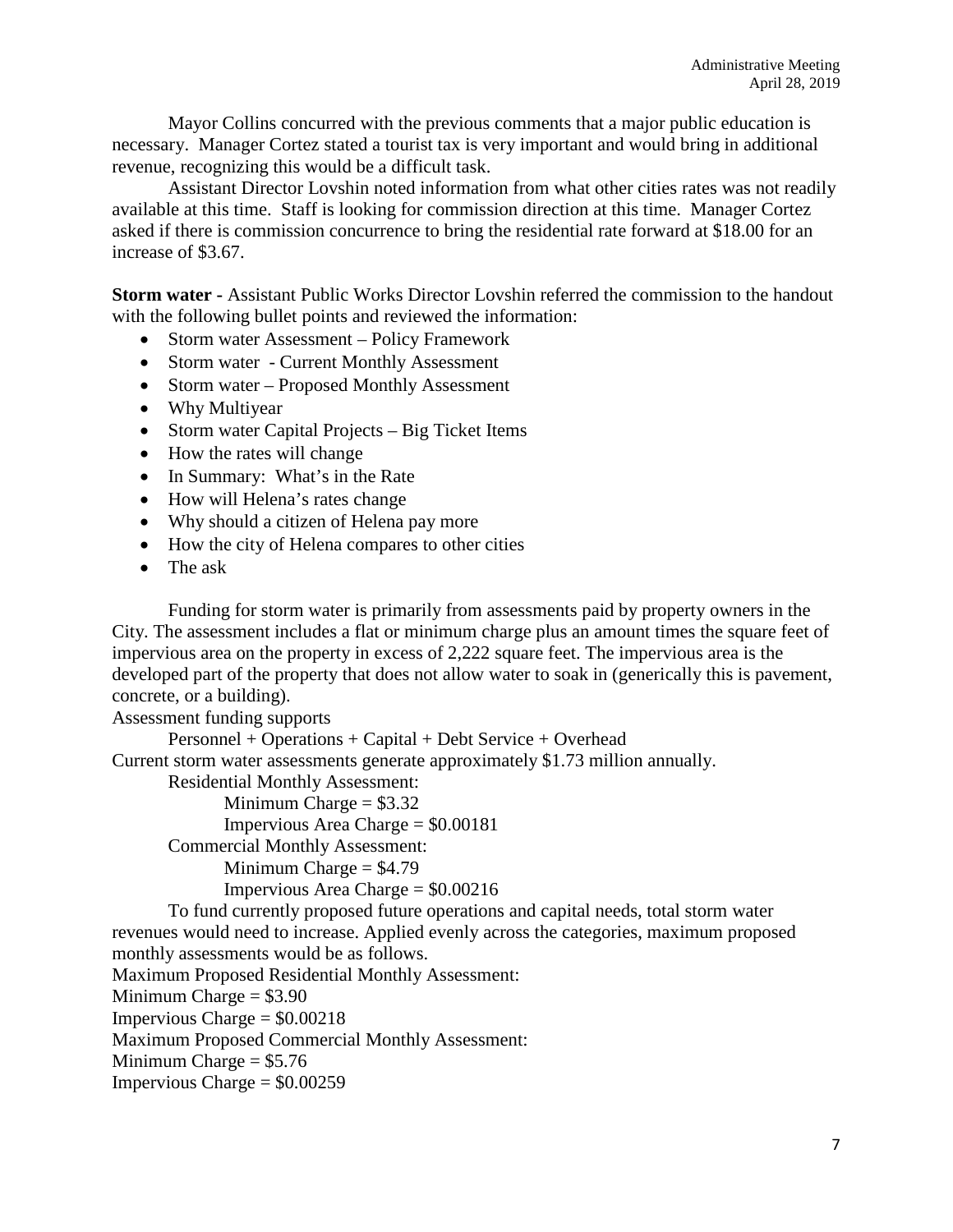Mayor Collins concurred with the previous comments that a major public education is necessary. Manager Cortez stated a tourist tax is very important and would bring in additional revenue, recognizing this would be a difficult task.

Assistant Director Lovshin noted information from what other cities rates was not readily available at this time. Staff is looking for commission direction at this time. Manager Cortez asked if there is commission concurrence to bring the residential rate forward at $18.00 for an increase of $3.67.

**Storm water -** Assistant Public Works Director Lovshin referred the commission to the handout with the following bullet points and reviewed the information:

- Storm water Assessment – Policy Framework
- Storm water - Current Monthly Assessment
- Storm water – Proposed Monthly Assessment
- Why Multiyear
- Storm water Capital Projects – Big Ticket Items
- How the rates will change
- In Summary: What's in the Rate
- How will Helena's rates change
- Why should a citizen of Helena pay more
- How the city of Helena compares to other cities
- The ask

Funding for storm water is primarily from assessments paid by property owners in the City. The assessment includes a flat or minimum charge plus an amount times the square feet of impervious area on the property in excess of 2,222 square feet. The impervious area is the developed part of the property that does not allow water to soak in (generically this is pavement, concrete, or a building).

Assessment funding supports

Personnel + Operations + Capital + Debt Service + Overhead

Current storm water assessments generate approximately $1.73 million annually.

Residential Monthly Assessment:

Minimum Charge = $3.32

Impervious Area Charge = $0.00181

Commercial Monthly Assessment:

Minimum Charge = $4.79

Impervious Area Charge = $0.00216

To fund currently proposed future operations and capital needs, total storm water revenues would need to increase. Applied evenly across the categories, maximum proposed monthly assessments would be as follows.

Maximum Proposed Residential Monthly Assessment:

Minimum Charge = $3.90

Impervious Charge = $0.00218

Maximum Proposed Commercial Monthly Assessment:

Minimum Charge = $5.76

Impervious Charge = $0.00259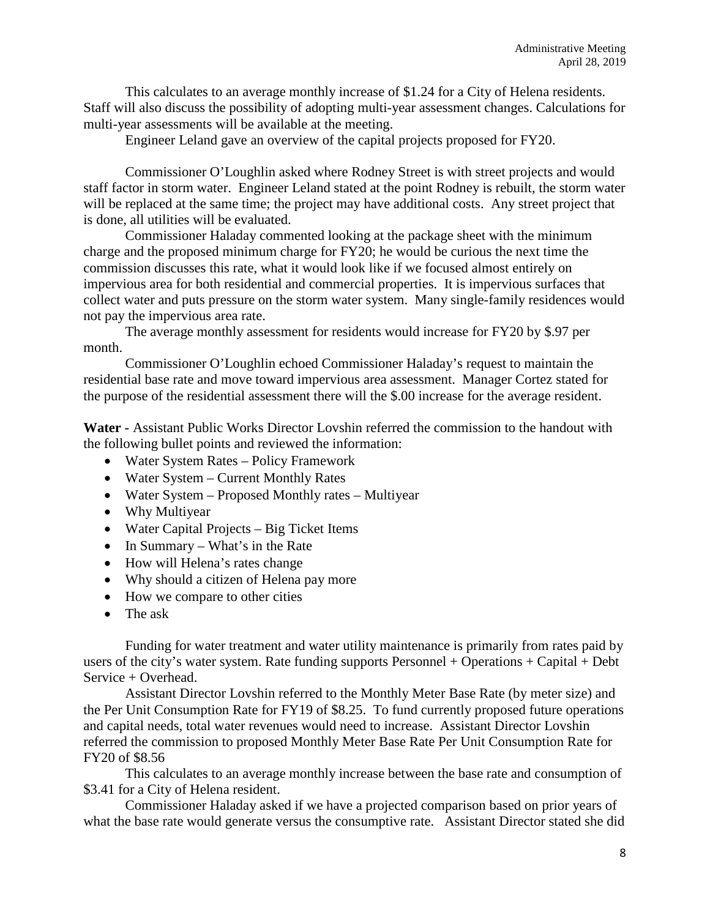This calculates to an average monthly increase of $1.24 for a City of Helena residents. Staff will also discuss the possibility of adopting multi-year assessment changes. Calculations for multi-year assessments will be available at the meeting.

Engineer Leland gave an overview of the capital projects proposed for FY20.

Commissioner O'Loughlin asked where Rodney Street is with street projects and would staff factor in storm water. Engineer Leland stated at the point Rodney is rebuilt, the storm water will be replaced at the same time; the project may have additional costs. Any street project that is done, all utilities will be evaluated.

Commissioner Haladay commented looking at the package sheet with the minimum charge and the proposed minimum charge for FY20; he would be curious the next time the commission discusses this rate, what it would look like if we focused almost entirely on impervious area for both residential and commercial properties. It is impervious surfaces that collect water and puts pressure on the storm water system. Many single-family residences would not pay the impervious area rate.

The average monthly assessment for residents would increase for FY20 by $.97 per month.

Commissioner O'Loughlin echoed Commissioner Haladay's request to maintain the residential base rate and move toward impervious area assessment. Manager Cortez stated for the purpose of the residential assessment there will the $.00 increase for the average resident.

**Water** - Assistant Public Works Director Lovshin referred the commission to the handout with the following bullet points and reviewed the information:

- Water System Rates – Policy Framework
- Water System – Current Monthly Rates
- Water System – Proposed Monthly rates – Multiyear
- Why Multiyear
- Water Capital Projects – Big Ticket Items
- In Summary – What's in the Rate
- How will Helena's rates change
- Why should a citizen of Helena pay more
- How we compare to other cities
- The ask

Funding for water treatment and water utility maintenance is primarily from rates paid by users of the city's water system. Rate funding supports Personnel + Operations + Capital + Debt Service + Overhead.

Assistant Director Lovshin referred to the Monthly Meter Base Rate (by meter size) and the Per Unit Consumption Rate for FY19 of $8.25. To fund currently proposed future operations and capital needs, total water revenues would need to increase. Assistant Director Lovshin referred the commission to proposed Monthly Meter Base Rate Per Unit Consumption Rate for FY20 of $8.56

This calculates to an average monthly increase between the base rate and consumption of $3.41 for a City of Helena resident.

Commissioner Haladay asked if we have a projected comparison based on prior years of what the base rate would generate versus the consumptive rate. Assistant Director stated she did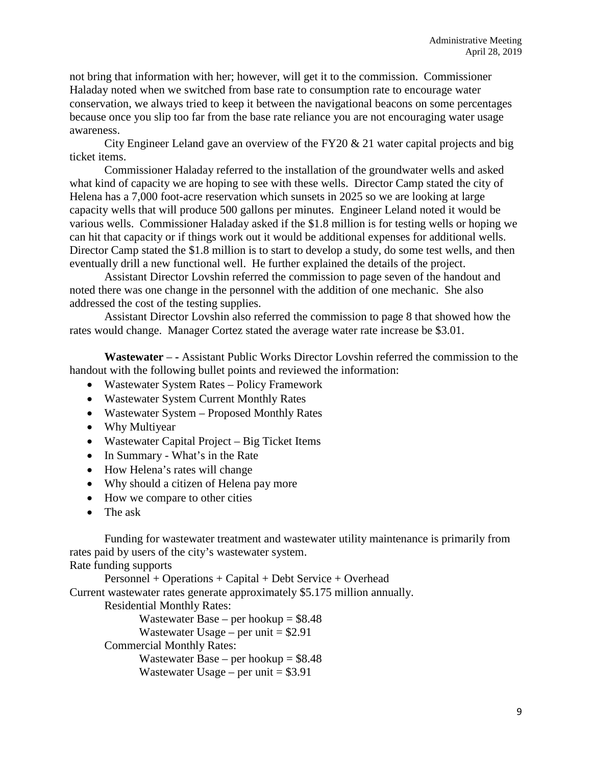not bring that information with her; however, will get it to the commission. Commissioner Haladay noted when we switched from base rate to consumption rate to encourage water conservation, we always tried to keep it between the navigational beacons on some percentages because once you slip too far from the base rate reliance you are not encouraging water usage awareness.

City Engineer Leland gave an overview of the FY20 & 21 water capital projects and big ticket items.

Commissioner Haladay referred to the installation of the groundwater wells and asked what kind of capacity we are hoping to see with these wells. Director Camp stated the city of Helena has a 7,000 foot-acre reservation which sunsets in 2025 so we are looking at large capacity wells that will produce 500 gallons per minutes. Engineer Leland noted it would be various wells. Commissioner Haladay asked if the $1.8 million is for testing wells or hoping we can hit that capacity or if things work out it would be additional expenses for additional wells. Director Camp stated the $1.8 million is to start to develop a study, do some test wells, and then eventually drill a new functional well. He further explained the details of the project.

Assistant Director Lovshin referred the commission to page seven of the handout and noted there was one change in the personnel with the addition of one mechanic. She also addressed the cost of the testing supplies.

Assistant Director Lovshin also referred the commission to page 8 that showed how the rates would change. Manager Cortez stated the average water rate increase be $3.01.

**Wastewater** – - Assistant Public Works Director Lovshin referred the commission to the handout with the following bullet points and reviewed the information:

- Wastewater System Rates – Policy Framework
- Wastewater System Current Monthly Rates
- Wastewater System – Proposed Monthly Rates
- Why Multiyear
- Wastewater Capital Project – Big Ticket Items
- In Summary - What's in the Rate
- How Helena's rates will change
- Why should a citizen of Helena pay more
- How we compare to other cities
- The ask

Funding for wastewater treatment and wastewater utility maintenance is primarily from rates paid by users of the city's wastewater system.

Rate funding supports

Personnel + Operations + Capital + Debt Service + Overhead

Current wastewater rates generate approximately $5.175 million annually.

Residential Monthly Rates:

Wastewater Base – per hookup = $8.48

Wastewater Usage – per unit = $2.91

Commercial Monthly Rates:

Wastewater Base – per hookup = $8.48

Wastewater Usage – per unit = $3.91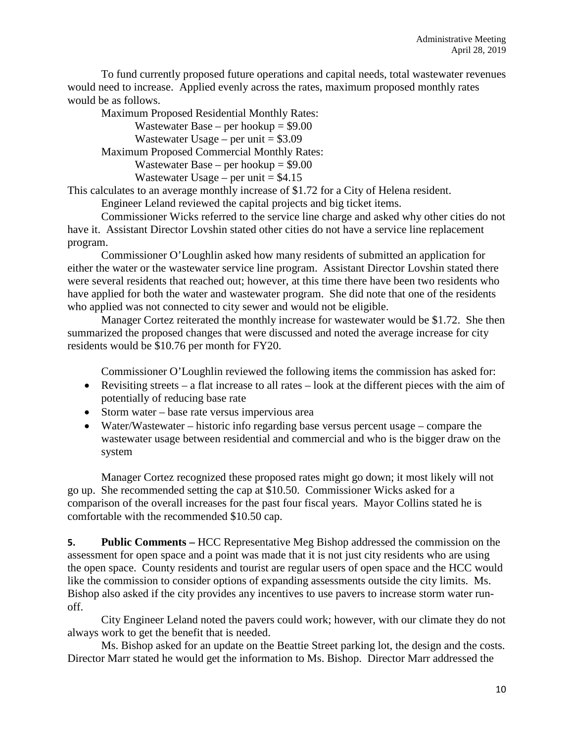To fund currently proposed future operations and capital needs, total wastewater revenues would need to increase. Applied evenly across the rates, maximum proposed monthly rates would be as follows.

Maximum Proposed Residential Monthly Rates:

Wastewater Base – per hookup = $9.00

Wastewater Usage – per unit = $3.09

Maximum Proposed Commercial Monthly Rates:

Wastewater Base – per hookup = $9.00

Wastewater Usage – per unit = $4.15

This calculates to an average monthly increase of $1.72 for a City of Helena resident.

Engineer Leland reviewed the capital projects and big ticket items.

Commissioner Wicks referred to the service line charge and asked why other cities do not have it. Assistant Director Lovshin stated other cities do not have a service line replacement program.

Commissioner O'Loughlin asked how many residents of submitted an application for either the water or the wastewater service line program. Assistant Director Lovshin stated there were several residents that reached out; however, at this time there have been two residents who have applied for both the water and wastewater program. She did note that one of the residents who applied was not connected to city sewer and would not be eligible.

Manager Cortez reiterated the monthly increase for wastewater would be $1.72. She then summarized the proposed changes that were discussed and noted the average increase for city residents would be $10.76 per month for FY20.

Commissioner O'Loughlin reviewed the following items the commission has asked for:

- Revisiting streets – a flat increase to all rates – look at the different pieces with the aim of potentially of reducing base rate
- Storm water – base rate versus impervious area
- Water/Wastewater – historic info regarding base versus percent usage – compare the wastewater usage between residential and commercial and who is the bigger draw on the system

Manager Cortez recognized these proposed rates might go down; it most likely will not go up. She recommended setting the cap at $10.50. Commissioner Wicks asked for a comparison of the overall increases for the past four fiscal years. Mayor Collins stated he is comfortable with the recommended $10.50 cap.

**5. Public Comments –** HCC Representative Meg Bishop addressed the commission on the assessment for open space and a point was made that it is not just city residents who are using the open space. County residents and tourist are regular users of open space and the HCC would like the commission to consider options of expanding assessments outside the city limits. Ms. Bishop also asked if the city provides any incentives to use pavers to increase storm water run-off.

City Engineer Leland noted the pavers could work; however, with our climate they do not always work to get the benefit that is needed.

Ms. Bishop asked for an update on the Beattie Street parking lot, the design and the costs. Director Marr stated he would get the information to Ms. Bishop. Director Marr addressed the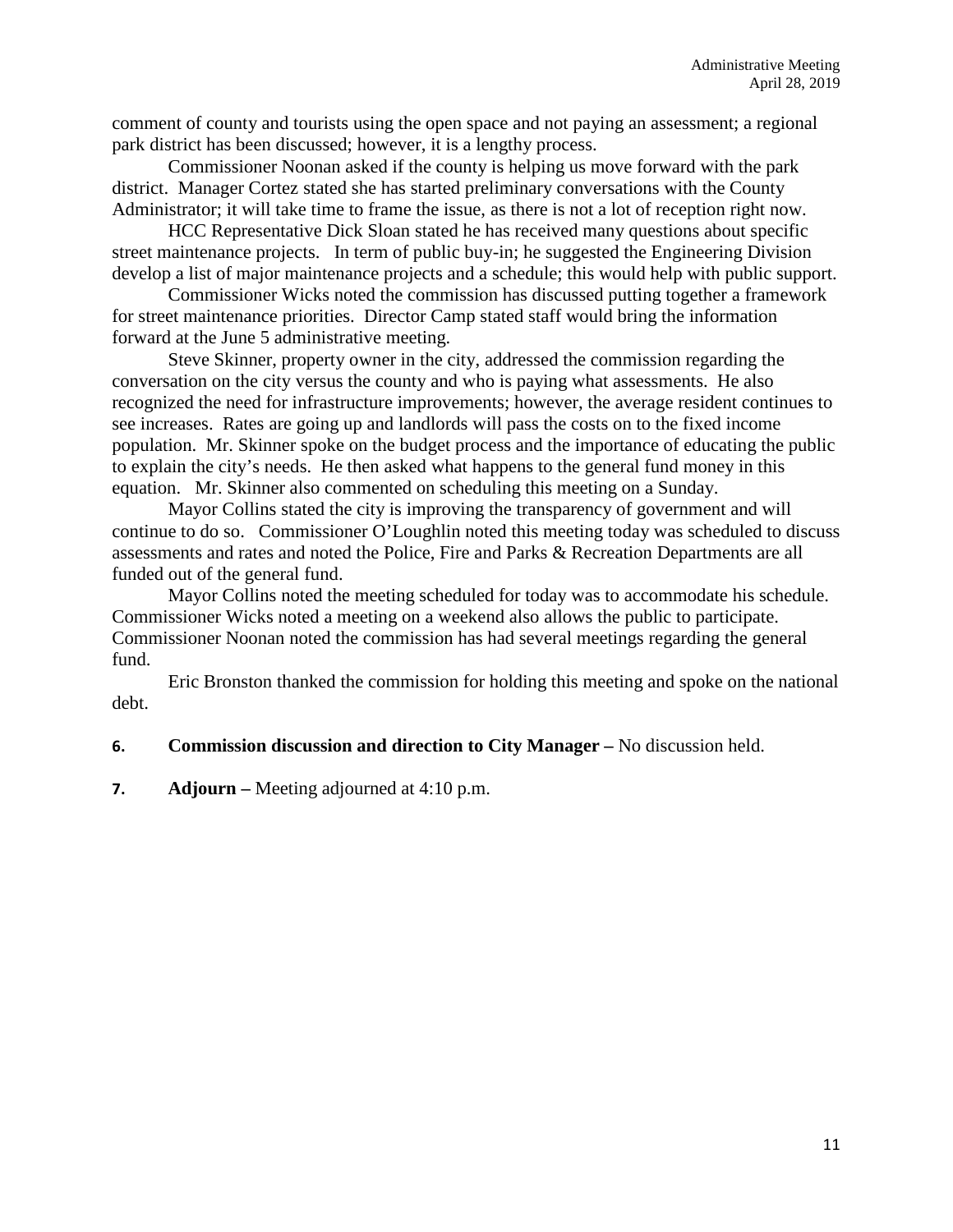comment of county and tourists using the open space and not paying an assessment; a regional park district has been discussed; however, it is a lengthy process.

Commissioner Noonan asked if the county is helping us move forward with the park district. Manager Cortez stated she has started preliminary conversations with the County Administrator; it will take time to frame the issue, as there is not a lot of reception right now.

HCC Representative Dick Sloan stated he has received many questions about specific street maintenance projects. In term of public buy-in; he suggested the Engineering Division develop a list of major maintenance projects and a schedule; this would help with public support.

Commissioner Wicks noted the commission has discussed putting together a framework for street maintenance priorities. Director Camp stated staff would bring the information forward at the June 5 administrative meeting.

Steve Skinner, property owner in the city, addressed the commission regarding the conversation on the city versus the county and who is paying what assessments. He also recognized the need for infrastructure improvements; however, the average resident continues to see increases. Rates are going up and landlords will pass the costs on to the fixed income population. Mr. Skinner spoke on the budget process and the importance of educating the public to explain the city's needs. He then asked what happens to the general fund money in this equation. Mr. Skinner also commented on scheduling this meeting on a Sunday.

Mayor Collins stated the city is improving the transparency of government and will continue to do so. Commissioner O'Loughlin noted this meeting today was scheduled to discuss assessments and rates and noted the Police, Fire and Parks & Recreation Departments are all funded out of the general fund.

Mayor Collins noted the meeting scheduled for today was to accommodate his schedule. Commissioner Wicks noted a meeting on a weekend also allows the public to participate. Commissioner Noonan noted the commission has had several meetings regarding the general fund.

Eric Bronston thanked the commission for holding this meeting and spoke on the national debt.

**6. Commission discussion and direction to City Manager –** No discussion held.

**7. Adjourn –** Meeting adjourned at 4:10 p.m.